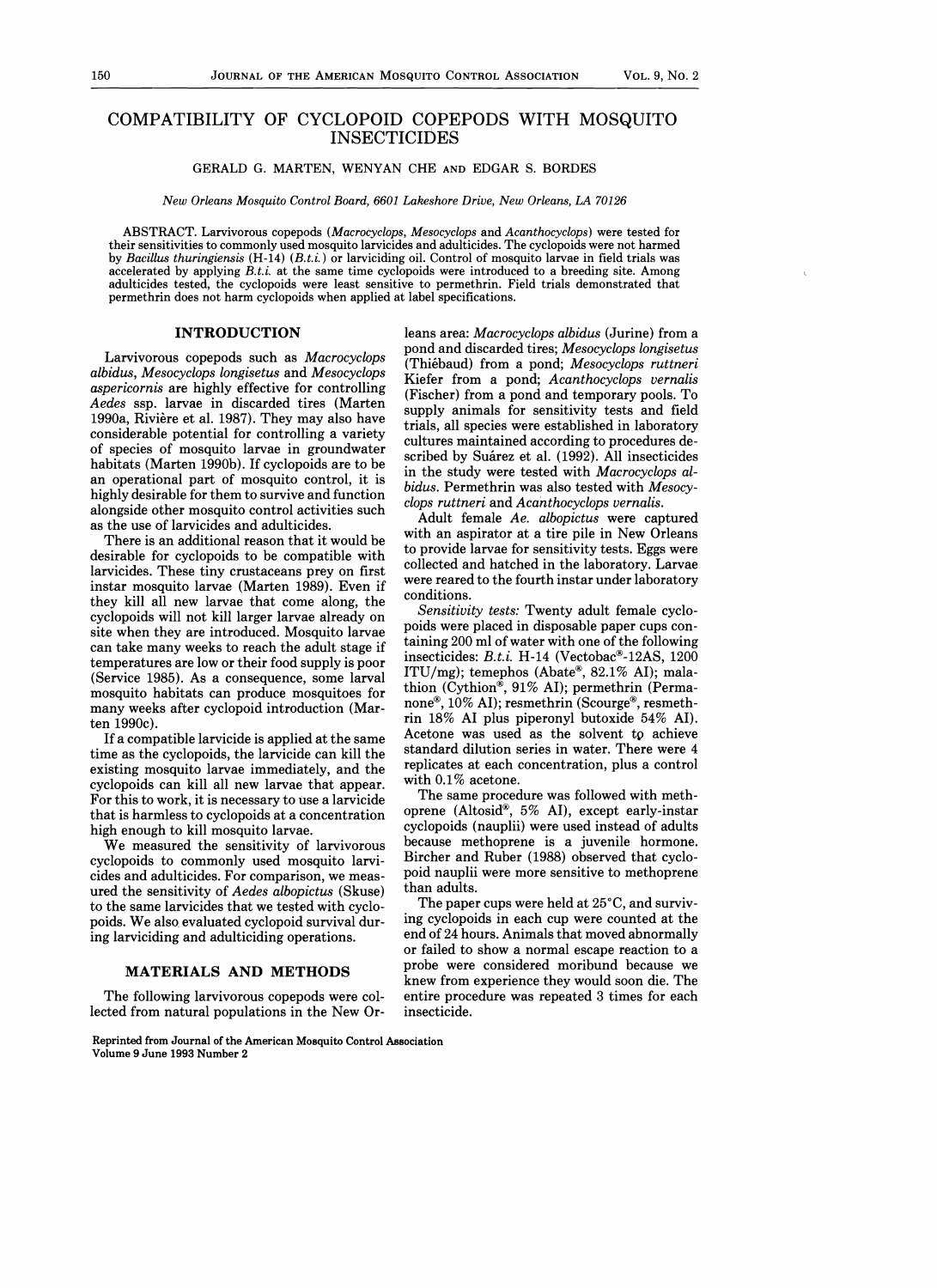# COMPATIBILITY OF CYCLOPOID COPEPODS WITH MOSQUITO INSECTICIDES

GERALD G. MARTEN, WENYAN CHE AND EDGAR S. BORDES

*New Orleans Mosquito Control Board, 6601 Lakeshore Drive, New Orleans, LA 70126*

ABSTRACT. Larvivorous copepods (*Macrocyclops*, *Mesocyclops* and *Acanthocyclops*) were tested for their sensitivities to commonly used mosquito larvicides and adulticides. The cyclopoids were not harmed by *Bacillus thuringiensis* (H-14) (*B.t.i.*) or larviciding oil. Control of mosquito larvae in field trials was accelerated by applying *B.t.i.* at the same time cyclopoids were introduced to a breeding site. Among adulticides tested, the cyclopoids were least sensitive to permethrin. Field trials demonstrated that permethrin does not harm cyclopoids when applied at label specifications.

## INTRODUCTION

Larvivorous copepods such as *Macrocyclops albidus*, *Mesocyclops longisetus* and *Mesocyclops aspericornis* are highly effective for controlling *Aedes* ssp. larvae in discarded tires (Marten 1990a, Rivière et al. 1987). They may also have considerable potential for controlling a variety of species of mosquito larvae in groundwater habitats (Marten 1990b). If cyclopoids are to be an operational part of mosquito control, it is highly desirable for them to survive and function alongside other mosquito control activities such as the use of larvicides and adulticides.

There is an additional reason that it would be desirable for cyclopoids to be compatible with larvicides. These tiny crustaceans prey on first instar mosquito larvae (Marten 1989). Even if they kill all new larvae that come along, the cyclopoids will not kill larger larvae already on site when they are introduced. Mosquito larvae can take many weeks to reach the adult stage if temperatures are low or their food supply is poor (Service 1985). As a consequence, some larval mosquito habitats can produce mosquitoes for many weeks after cyclopoid introduction (Marten 1990c).

If a compatible larvicide is applied at the same time as the cyclopoids, the larvicide can kill the existing mosquito larvae immediately, and the cyclopoids can kill all new larvae that appear. For this to work, it is necessary to use a larvicide that is harmless to cyclopoids at a concentration high enough to kill mosquito larvae.

We measured the sensitivity of larvivorous cyclopoids to commonly used mosquito larvicides and adulticides. For comparison, we measured the sensitivity of *Aedes albopictus* (Skuse) to the same larvicides that we tested with cyclopoids. We also evaluated cyclopoid survival during larviciding and adulticiding operations.

## MATERIALS AND METHODS

The following larvivorous copepods were collected from natural populations in the New Orleans area: *Macrocyclops albidus* (Jurine) from a pond and discarded tires; *Mesocyclops longisetus* (Thiébaud) from a pond; *Mesocyclops ruttneri* Kiefer from a pond; *Acanthocyclops vernalis* (Fischer) from a pond and temporary pools. To supply animals for sensitivity tests and field trials, all species were established in laboratory cultures maintained according to procedures described by Suárez et al. (1992). All insecticides in the study were tested with *Macrocyclops albidus*. Permethrin was also tested with *Mesocyclops ruttneri* and *Acanthocyclops vernalis*.

Adult female *Ae. albopictus* were captured with an aspirator at a tire pile in New Orleans to provide larvae for sensitivity tests. Eggs were collected and hatched in the laboratory. Larvae were reared to the fourth instar under laboratory conditions.

*Sensitivity tests:* Twenty adult female cyclopoids were placed in disposable paper cups containing 200 ml of water with one of the following insecticides: *B.t.i.* H-14 (Vectobac®-12AS, 1200 ITU/mg); temephos (Abate®, 82.1% AI); malathion (Cythion®, 91% AI); permethrin (Permanone®, 10% AI); resmethrin (Scourge®, resmethrin 18% AI plus piperonyl butoxide 54% AI). Acetone was used as the solvent to achieve standard dilution series in water. There were 4 replicates at each concentration, plus a control with 0.1% acetone.

The same procedure was followed with methoprene (Altosid®, 5% AI), except early-instar cyclopoids (nauplii) were used instead of adults because methoprene is a juvenile hormone. Bircher and Ruber (1988) observed that cyclopoid nauplii were more sensitive to methoprene than adults.

The paper cups were held at 25°C, and surviving cyclopoids in each cup were counted at the end of 24 hours. Animals that moved abnormally or failed to show a normal escape reaction to a probe were considered moribund because we knew from experience they would soon die. The entire procedure was repeated 3 times for each insecticide.

Reprinted from Journal of the American Mosquito Control Association
Volume 9 June 1993 Number 2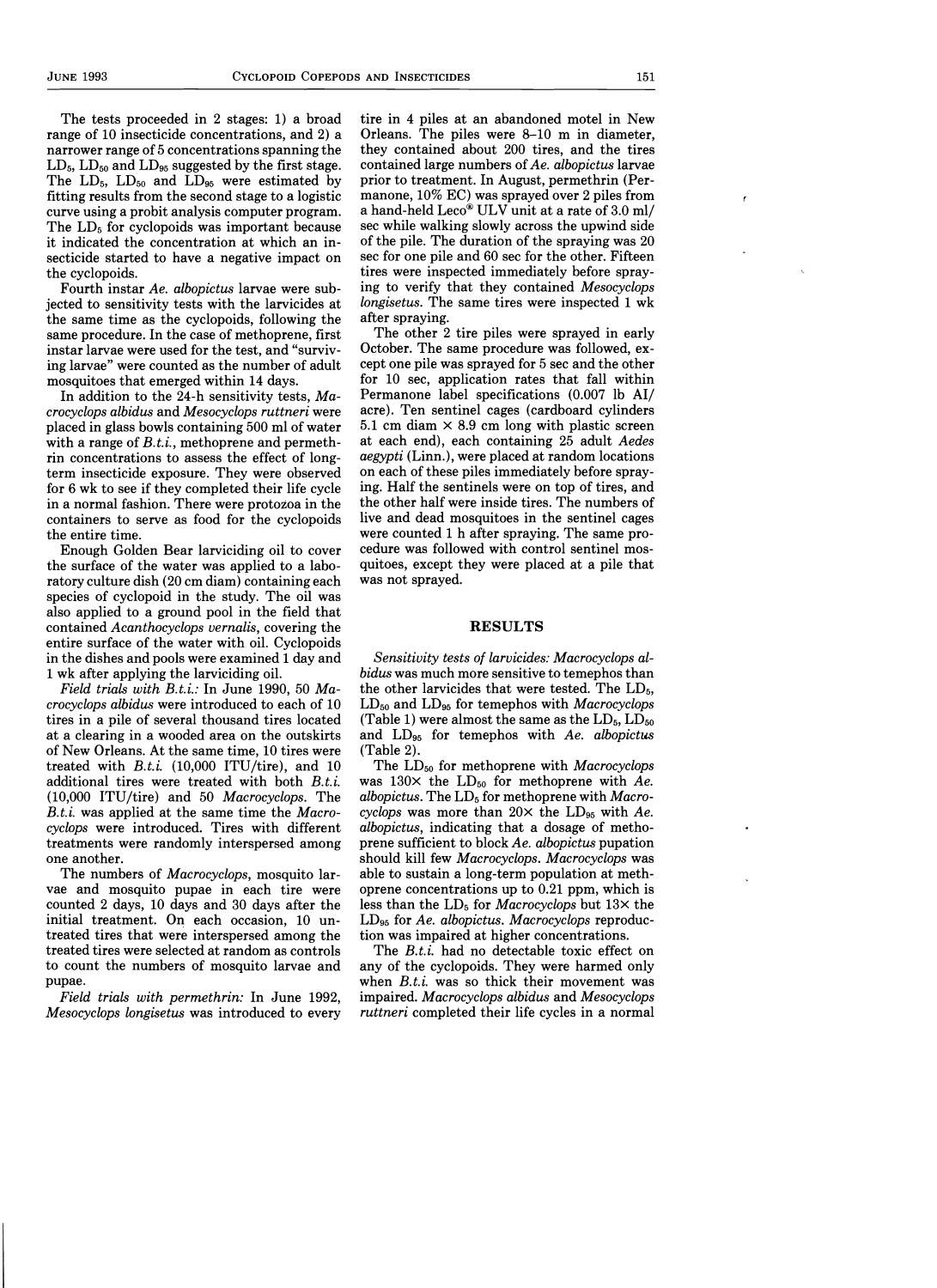The tests proceeded in 2 stages: 1) a broad range of 10 insecticide concentrations, and 2) a narrower range of 5 concentrations spanning the $LD_5$, $LD_{50}$ and $LD_{95}$ suggested by the first stage. The $LD_5$, $LD_{50}$ and $LD_{95}$ were estimated by fitting results from the second stage to a logistic curve using a probit analysis computer program. The $LD_5$ for cyclopoids was important because it indicated the concentration at which an insecticide started to have a negative impact on the cyclopoids.

Fourth instar *Ae. albopictus* larvae were subjected to sensitivity tests with the larvicides at the same time as the cyclopoids, following the same procedure. In the case of methoprene, first instar larvae were used for the test, and "surviving larvae" were counted as the number of adult mosquitoes that emerged within 14 days.

In addition to the 24-h sensitivity tests, *Macrocyclops albidus* and *Mesocyclops ruttneri* were placed in glass bowls containing 500 ml of water with a range of *B.t.i.*, methoprene and permethrin concentrations to assess the effect of long-term insecticide exposure. They were observed for 6 wk to see if they completed their life cycle in a normal fashion. There were protozoa in the containers to serve as food for the cyclopoids the entire time.

Enough Golden Bear larviciding oil to cover the surface of the water was applied to a laboratory culture dish (20 cm diam) containing each species of cyclopoid in the study. The oil was also applied to a ground pool in the field that contained *Acanthocyclops vernalis*, covering the entire surface of the water with oil. Cyclopoids in the dishes and pools were examined 1 day and 1 wk after applying the larviciding oil.

*Field trials with B.t.i.:* In June 1990, 50 *Macrocyclops albidus* were introduced to each of 10 tires in a pile of several thousand tires located at a clearing in a wooded area on the outskirts of New Orleans. At the same time, 10 tires were treated with *B.t.i.* (10,000 ITU/tire), and 10 additional tires were treated with both *B.t.i.* (10,000 ITU/tire) and 50 *Macrocyclops*. The *B.t.i.* was applied at the same time the *Macrocyclops* were introduced. Tires with different treatments were randomly interspersed among one another.

The numbers of *Macrocyclops*, mosquito larvae and mosquito pupae in each tire were counted 2 days, 10 days and 30 days after the initial treatment. On each occasion, 10 untreated tires that were interspersed among the treated tires were selected at random as controls to count the numbers of mosquito larvae and pupae.

*Field trials with permethrin:* In June 1992, *Mesocyclops longisetus* was introduced to every tire in 4 piles at an abandoned motel in New Orleans. The piles were 8–10 m in diameter, they contained about 200 tires, and the tires contained large numbers of *Ae. albopictus* larvae prior to treatment. In August, permethrin (Permanone, 10% EC) was sprayed over 2 piles from a hand-held Leco® ULV unit at a rate of 3.0 ml/sec while walking slowly across the upwind side of the pile. The duration of the spraying was 20 sec for one pile and 60 sec for the other. Fifteen tires were inspected immediately before spraying to verify that they contained *Mesocyclops longisetus*. The same tires were inspected 1 wk after spraying.

The other 2 tire piles were sprayed in early October. The same procedure was followed, except one pile was sprayed for 5 sec and the other for 10 sec, application rates that fall within Permanone label specifications (0.007 lb AI/acre). Ten sentinel cages (cardboard cylinders 5.1 cm diam × 8.9 cm long with plastic screen at each end), each containing 25 adult *Aedes aegypti* (Linn.), were placed at random locations on each of these piles immediately before spraying. Half the sentinels were on top of tires, and the other half were inside tires. The numbers of live and dead mosquitoes in the sentinel cages were counted 1 h after spraying. The same procedure was followed with control sentinel mosquitoes, except they were placed at a pile that was not sprayed.

## RESULTS

*Sensitivity tests of larvicides:* *Macrocyclops albidus* was much more sensitive to temephos than the other larvicides that were tested. The $LD_5$, $LD_{50}$ and $LD_{95}$ for temephos with *Macrocyclops* (Table 1) were almost the same as the $LD_5$, $LD_{50}$ and $LD_{95}$ for temephos with *Ae. albopictus* (Table 2).

The $LD_{50}$ for methoprene with *Macrocyclops* was 130× the $LD_{50}$ for methoprene with *Ae. albopictus*. The $LD_5$ for methoprene with *Macrocyclops* was more than 20× the $LD_{95}$ with *Ae. albopictus*, indicating that a dosage of methoprene sufficient to block *Ae. albopictus* pupation should kill few *Macrocyclops*. *Macrocyclops* was able to sustain a long-term population at methoprene concentrations up to 0.21 ppm, which is less than the $LD_5$ for *Macrocyclops* but 13× the $LD_{95}$ for *Ae. albopictus*. *Macrocyclops* reproduction was impaired at higher concentrations.

The *B.t.i.* had no detectable toxic effect on any of the cyclopoids. They were harmed only when *B.t.i.* was so thick their movement was impaired. *Macrocyclops albidus* and *Mesocyclops ruttneri* completed their life cycles in a normal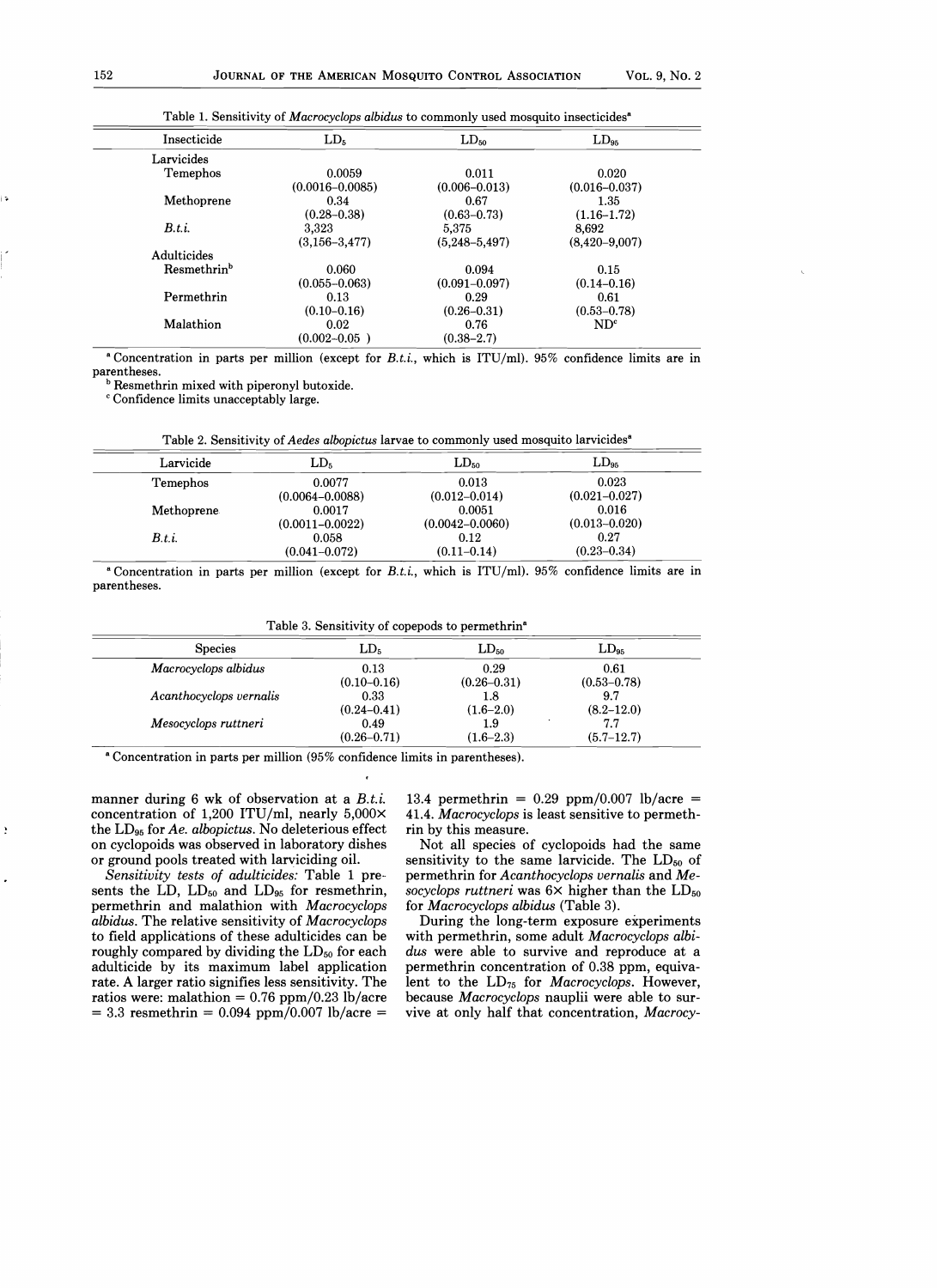Table 1. Sensitivity of *Macrocyclops albidus* to commonly used mosquito insecticides[a]

| Insecticide | $LD_5$ | $LD_{50}$ | $LD_{95}$ |
|---|---|---|---|
| Larvicides | | | |
| Temephos | 0.0059 (0.0016–0.0085) | 0.011 (0.006–0.013) | 0.020 (0.016–0.037) |
| Methoprene | 0.34 (0.28–0.38) | 0.67 (0.63–0.73) | 1.35 (1.16–1.72) |
| *B.t.i.* | 3,323 (3,156–3,477) | 5,375 (5,248–5,497) | 8,692 (8,420–9,007) |
| Adulticides | | | |
| Resmethrin[b] | 0.060 (0.055–0.063) | 0.094 (0.091–0.097) | 0.15 (0.14–0.16) |
| Permethrin | 0.13 (0.10–0.16) | 0.29 (0.26–0.31) | 0.61 (0.53–0.78) |
| Malathion | 0.02 (0.002–0.05) | 0.76 (0.38–2.7) | ND[c] |

[a] Concentration in parts per million (except for *B.t.i.*, which is ITU/ml). 95% confidence limits are in parentheses.
[b] Resmethrin mixed with piperonyl butoxide.
[c] Confidence limits unacceptably large.

Table 2. Sensitivity of *Aedes albopictus* larvae to commonly used mosquito larvicides[a]

| Larvicide | $LD_5$ | $LD_{50}$ | $LD_{95}$ |
|---|---|---|---|
| Temephos | 0.0077 (0.0064–0.0088) | 0.013 (0.012–0.014) | 0.023 (0.021–0.027) |
| Methoprene | 0.0017 (0.0011–0.0022) | 0.0051 (0.0042–0.0060) | 0.016 (0.013–0.020) |
| *B.t.i.* | 0.058 (0.041–0.072) | 0.12 (0.11–0.14) | 0.27 (0.23–0.34) |

[a] Concentration in parts per million (except for *B.t.i.*, which is ITU/ml). 95% confidence limits are in parentheses.

Table 3. Sensitivity of copepods to permethrin[a]

| Species | $LD_5$ | $LD_{50}$ | $LD_{95}$ |
|---|---|---|---|
| *Macrocyclops albidus* | 0.13 (0.10–0.16) | 0.29 (0.26–0.31) | 0.61 (0.53–0.78) |
| *Acanthocyclops vernalis* | 0.33 (0.24–0.41) | 1.8 (1.6–2.0) | 9.7 (8.2–12.0) |
| *Mesocyclops ruttneri* | 0.49 (0.26–0.71) | 1.9 (1.6–2.3) | 7.7 (5.7–12.7) |

[a] Concentration in parts per million (95% confidence limits in parentheses).

manner during 6 wk of observation at a *B.t.i.* concentration of 1,200 ITU/ml, nearly 5,000× the $LD_{95}$ for *Ae. albopictus*. No deleterious effect on cyclopoids was observed in laboratory dishes or ground pools treated with larviciding oil.

*Sensitivity tests of adulticides:* Table 1 presents the LD, $LD_{50}$ and $LD_{95}$ for resmethrin, permethrin and malathion with *Macrocyclops albidus*. The relative sensitivity of *Macrocyclops* to field applications of these adulticides can be roughly compared by dividing the $LD_{50}$ for each adulticide by its maximum label application rate. A larger ratio signifies less sensitivity. The ratios were: malathion = 0.76 ppm/0.23 lb/acre = 3.3 resmethrin = 0.094 ppm/0.007 lb/acre = 13.4 permethrin = 0.29 ppm/0.007 lb/acre = 41.4. *Macrocyclops* is least sensitive to permethrin by this measure.

Not all species of cyclopoids had the same sensitivity to the same larvicide. The $LD_{50}$ of permethrin for *Acanthocyclops vernalis* and *Mesocyclops ruttneri* was 6× higher than the $LD_{50}$ for *Macrocyclops albidus* (Table 3).

During the long-term exposure experiments with permethrin, some adult *Macrocyclops albidus* were able to survive and reproduce at a permethrin concentration of 0.38 ppm, equivalent to the $LD_{75}$ for *Macrocyclops*. However, because *Macrocyclops* nauplii were able to survive at only half that concentration, *Macrocy-*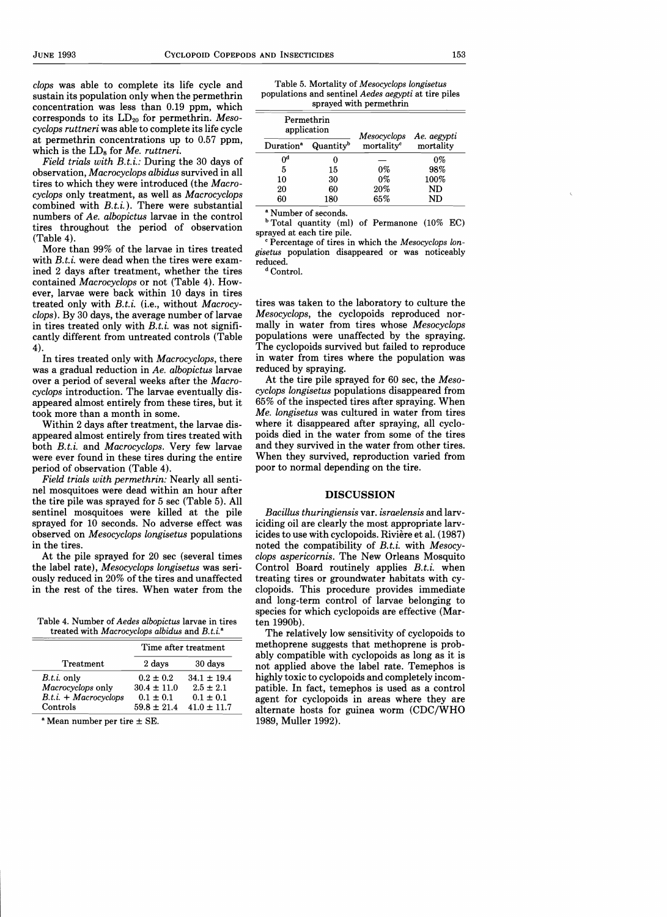*clops* was able to complete its life cycle and sustain its population only when the permethrin concentration was less than 0.19 ppm, which corresponds to its $LD_{20}$ for permethrin. *Mesocyclops ruttneri* was able to complete its life cycle at permethrin concentrations up to 0.57 ppm, which is the $LD_{8}$ for *Me. ruttneri*.

*Field trials with B.t.i.:* During the 30 days of observation, *Macrocyclops albidus* survived in all tires to which they were introduced (the *Macrocyclops* only treatment, as well as *Macrocyclops* combined with *B.t.i.*). There were substantial numbers of *Ae. albopictus* larvae in the control tires throughout the period of observation (Table 4).

More than 99% of the larvae in tires treated with *B.t.i.* were dead when the tires were examined 2 days after treatment, whether the tires contained *Macrocyclops* or not (Table 4). However, larvae were back within 10 days in tires treated only with *B.t.i.* (i.e., without *Macrocyclops*). By 30 days, the average number of larvae in tires treated only with *B.t.i.* was not significantly different from untreated controls (Table 4).

In tires treated only with *Macrocyclops*, there was a gradual reduction in *Ae. albopictus* larvae over a period of several weeks after the *Macrocyclops* introduction. The larvae eventually disappeared almost entirely from these tires, but it took more than a month in some.

Within 2 days after treatment, the larvae disappeared almost entirely from tires treated with both *B.t.i.* and *Macrocyclops*. Very few larvae were ever found in these tires during the entire period of observation (Table 4).

*Field trials with permethrin:* Nearly all sentinel mosquitoes were dead within an hour after the tire pile was sprayed for 5 sec (Table 5). All sentinel mosquitoes were killed at the pile sprayed for 10 seconds. No adverse effect was observed on *Mesocyclops longisetus* populations in the tires.

At the pile sprayed for 20 sec (several times the label rate), *Mesocyclops longisetus* was seriously reduced in 20% of the tires and unaffected in the rest of the tires. When water from the tires was taken to the laboratory to culture the *Mesocyclops*, the cyclopoids reproduced normally in water from tires whose *Mesocyclops* populations were unaffected by the spraying. The cyclopoids survived but failed to reproduce in water from tires where the population was reduced by spraying.

At the tire pile sprayed for 60 sec, the *Mesocyclops longisetus* populations disappeared from 65% of the inspected tires after spraying. When *Me. longisetus* was cultured in water from tires where it disappeared after spraying, all cyclopoids died in the water from some of the tires and they survived in the water from other tires. When they survived, reproduction varied from poor to normal depending on the tire.

Table 4. Number of *Aedes albopictus* larvae in tires treated with *Macrocyclops albidus* and *B.t.i.*[a]

| Treatment | Time after treatment | |
|---|---|---|
| | 2 days | 30 days |
| *B.t.i.* only | 0.2 ± 0.2 | 34.1 ± 19.4 |
| *Macrocyclops* only | 30.4 ± 11.0 | 2.5 ± 2.1 |
| *B.t.i.* + *Macrocyclops* | 0.1 ± 0.1 | 0.1 ± 0.1 |
| Controls | 59.8 ± 21.4 | 41.0 ± 11.7 |

[a] Mean number per tire ± SE.

Table 5. Mortality of *Mesocyclops longisetus* populations and sentinel *Aedes aegypti* at tire piles sprayed with permethrin

| Permethrin application | | *Mesocyclops* mortality[c] | *Ae. aegypti* mortality |
|---|---|---|---|
| Duration[a] | Quantity[b] | | |
| 0[d] | 0 | — | 0% |
| 5 | 15 | 0% | 98% |
| 10 | 30 | 0% | 100% |
| 20 | 60 | 20% | ND |
| 60 | 180 | 65% | ND |

[a] Number of seconds.

[b] Total quantity (ml) of Permanone (10% EC) sprayed at each tire pile.

[c] Percentage of tires in which the *Mesocyclops longisetus* population disappeared or was noticeably reduced.

[d] Control.

## DISCUSSION

*Bacillus thuringiensis* var. *israelensis* and larviciding oil are clearly the most appropriate larvicides to use with cyclopoids. Rivière et al. (1987) noted the compatibility of *B.t.i.* with *Mesocyclops aspericornis*. The New Orleans Mosquito Control Board routinely applies *B.t.i.* when treating tires or groundwater habitats with cyclopoids. This procedure provides immediate and long-term control of larvae belonging to species for which cyclopoids are effective (Marten 1990b).

The relatively low sensitivity of cyclopoids to methoprene suggests that methoprene is probably compatible with cyclopoids as long as it is not applied above the label rate. Temephos is highly toxic to cyclopoids and completely incompatible. In fact, temephos is used as a control agent for cyclopoids in areas where they are alternate hosts for guinea worm (CDC/WHO 1989, Muller 1992).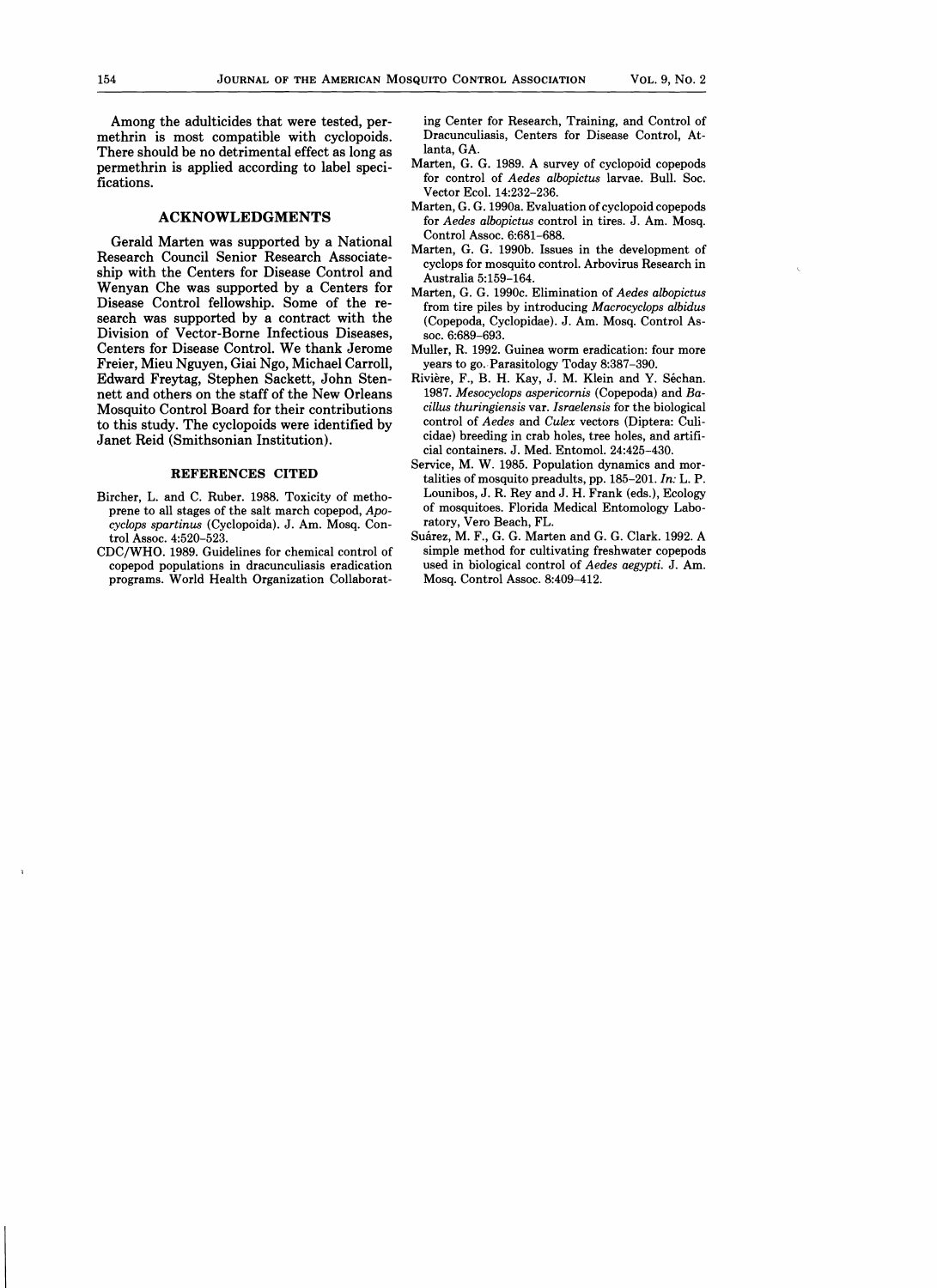Among the adulticides that were tested, permethrin is most compatible with cyclopoids. There should be no detrimental effect as long as permethrin is applied according to label specifications.

## ACKNOWLEDGMENTS

Gerald Marten was supported by a National Research Council Senior Research Associateship with the Centers for Disease Control and Wenyan Che was supported by a Centers for Disease Control fellowship. Some of the research was supported by a contract with the Division of Vector-Borne Infectious Diseases, Centers for Disease Control. We thank Jerome Freier, Mieu Nguyen, Giai Ngo, Michael Carroll, Edward Freytag, Stephen Sackett, John Stennett and others on the staff of the New Orleans Mosquito Control Board for their contributions to this study. The cyclopoids were identified by Janet Reid (Smithsonian Institution).

## REFERENCES CITED

Bircher, L. and C. Ruber. 1988. Toxicity of methoprene to all stages of the salt march copepod, *Apocyclops spartinus* (Cyclopoida). J. Am. Mosq. Control Assoc. 4:520–523.

CDC/WHO. 1989. Guidelines for chemical control of copepod populations in dracunculiasis eradication programs. World Health Organization Collaborating Center for Research, Training, and Control of Dracunculiasis, Centers for Disease Control, Atlanta, GA.

Marten, G. G. 1989. A survey of cyclopoid copepods for control of *Aedes albopictus* larvae. Bull. Soc. Vector Ecol. 14:232–236.

Marten, G. G. 1990a. Evaluation of cyclopoid copepods for *Aedes albopictus* control in tires. J. Am. Mosq. Control Assoc. 6:681–688.

Marten, G. G. 1990b. Issues in the development of cyclops for mosquito control. Arbovirus Research in Australia 5:159–164.

Marten, G. G. 1990c. Elimination of *Aedes albopictus* from tire piles by introducing *Macrocyclops albidus* (Copepoda, Cyclopidae). J. Am. Mosq. Control Assoc. 6:689–693.

Muller, R. 1992. Guinea worm eradication: four more years to go. Parasitology Today 8:387–390.

Rivière, F., B. H. Kay, J. M. Klein and Y. Séchan. 1987. *Mesocyclops aspericornis* (Copepoda) and *Bacillus thuringiensis* var. *Israelensis* for the biological control of *Aedes* and *Culex* vectors (Diptera: Culicidae) breeding in crab holes, tree holes, and artificial containers. J. Med. Entomol. 24:425–430.

Service, M. W. 1985. Population dynamics and mortalities of mosquito preadults, pp. 185–201. *In:* L. P. Lounibos, J. R. Rey and J. H. Frank (eds.), Ecology of mosquitoes. Florida Medical Entomology Laboratory, Vero Beach, FL.

Suárez, M. F., G. G. Marten and G. G. Clark. 1992. A simple method for cultivating freshwater copepods used in biological control of *Aedes aegypti*. J. Am. Mosq. Control Assoc. 8:409–412.